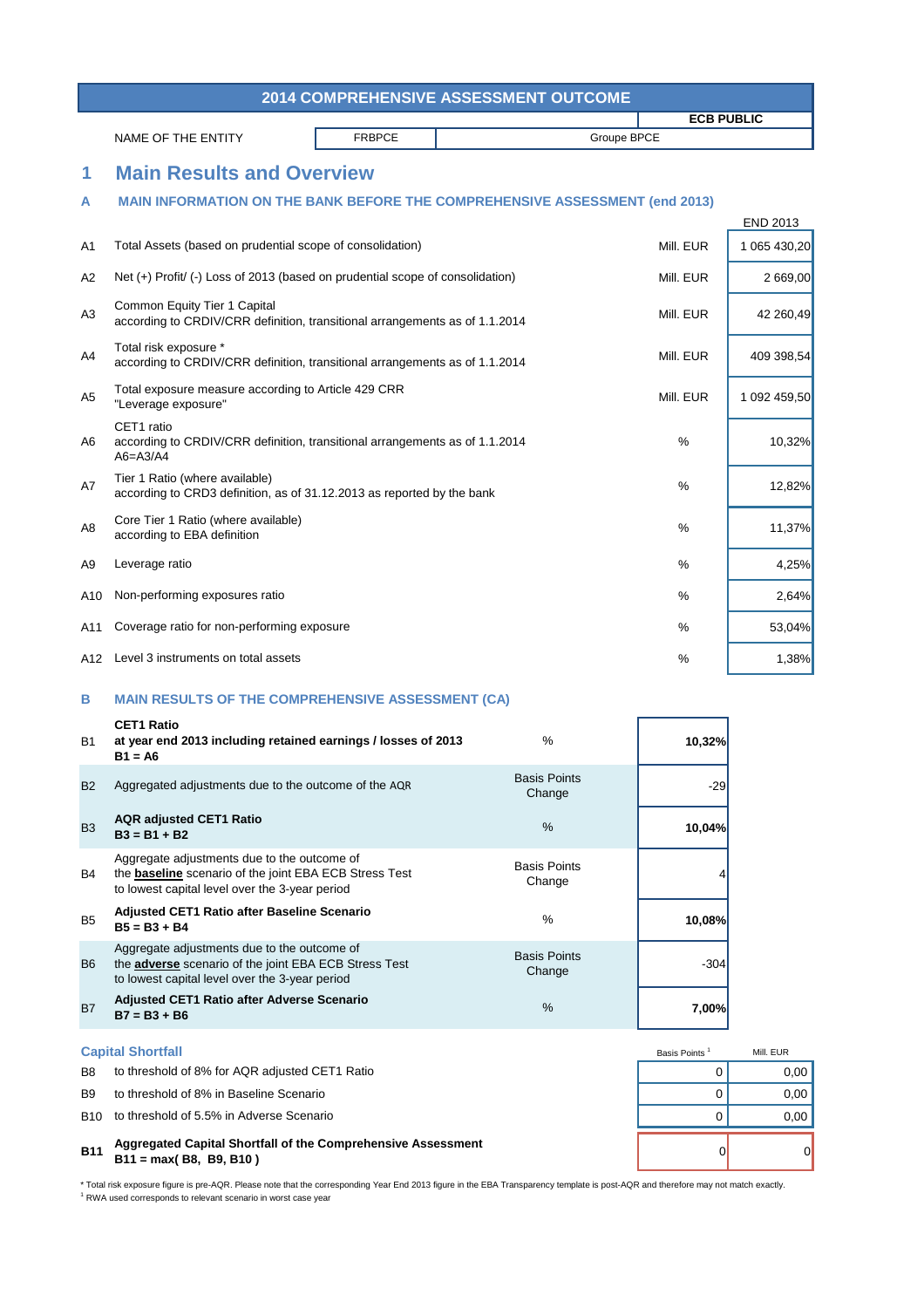# 2014 COMPREHENSIVE ASSESSMENT OUTCOME

**ECB PUBLIC**

| NAME OF THE ENTITY | FRBPCE | Groupe BPCE |
|---|---|---|

## 1 Main Results and Overview

### A MAIN INFORMATION ON THE BANK BEFORE THE COMPREHENSIVE ASSESSMENT (end 2013)

| | | | END 2013 |
|---|---|---|---|
| A1 | Total Assets (based on prudential scope of consolidation) | Mill. EUR | 1 065 430,20 |
| A2 | Net (+) Profit/ (-) Loss of 2013 (based on prudential scope of consolidation) | Mill. EUR | 2 669,00 |
| A3 | Common Equity Tier 1 Capital according to CRDIV/CRR definition, transitional arrangements as of 1.1.2014 | Mill. EUR | 42 260,49 |
| A4 | Total risk exposure * according to CRDIV/CRR definition, transitional arrangements as of 1.1.2014 | Mill. EUR | 409 398,54 |
| A5 | Total exposure measure according to Article 429 CRR "Leverage exposure" | Mill. EUR | 1 092 459,50 |
| A6 | CET1 ratio according to CRDIV/CRR definition, transitional arrangements as of 1.1.2014 A6=A3/A4 | % | 10,32% |
| A7 | Tier 1 Ratio (where available) according to CRD3 definition, as of 31.12.2013 as reported by the bank | % | 12,82% |
| A8 | Core Tier 1 Ratio (where available) according to EBA definition | % | 11,37% |
| A9 | Leverage ratio | % | 4,25% |
| A10 | Non-performing exposures ratio | % | 2,64% |
| A11 | Coverage ratio for non-performing exposure | % | 53,04% |
| A12 | Level 3 instruments on total assets | % | 1,38% |

### B MAIN RESULTS OF THE COMPREHENSIVE ASSESSMENT (CA)

| | | | |
|---|---|---|---|
| B1 | **CET1 Ratio at year end 2013 including retained earnings / losses of 2013 B1 = A6** | % | **10,32%** |
| B2 | Aggregated adjustments due to the outcome of the AQR | Basis Points Change | -29 |
| B3 | **AQR adjusted CET1 Ratio B3 = B1 + B2** | % | **10,04%** |
| B4 | Aggregate adjustments due to the outcome of the **baseline** scenario of the joint EBA ECB Stress Test to lowest capital level over the 3-year period | Basis Points Change | 4 |
| B5 | **Adjusted CET1 Ratio after Baseline Scenario B5 = B3 + B4** | % | **10,08%** |
| B6 | Aggregate adjustments due to the outcome of the **adverse** scenario of the joint EBA ECB Stress Test to lowest capital level over the 3-year period | Basis Points Change | -304 |
| B7 | **Adjusted CET1 Ratio after Adverse Scenario B7 = B3 + B6** | % | **7,00%** |

#### Capital Shortfall

| | | Basis Points [1] | Mill. EUR |
|---|---|---|---|
| B8 | to threshold of 8% for AQR adjusted CET1 Ratio | 0 | 0,00 |
| B9 | to threshold of 8% in Baseline Scenario | 0 | 0,00 |
| B10 | to threshold of 5.5% in Adverse Scenario | 0 | 0,00 |
| **B11** | **Aggregated Capital Shortfall of the Comprehensive Assessment B11 = max( B8, B9, B10 )** | 0 | 0 |

* Total risk exposure figure is pre-AQR. Please note that the corresponding Year End 2013 figure in the EBA Transparency template is post-AQR and therefore may not match exactly.

[1] RWA used corresponds to relevant scenario in worst case year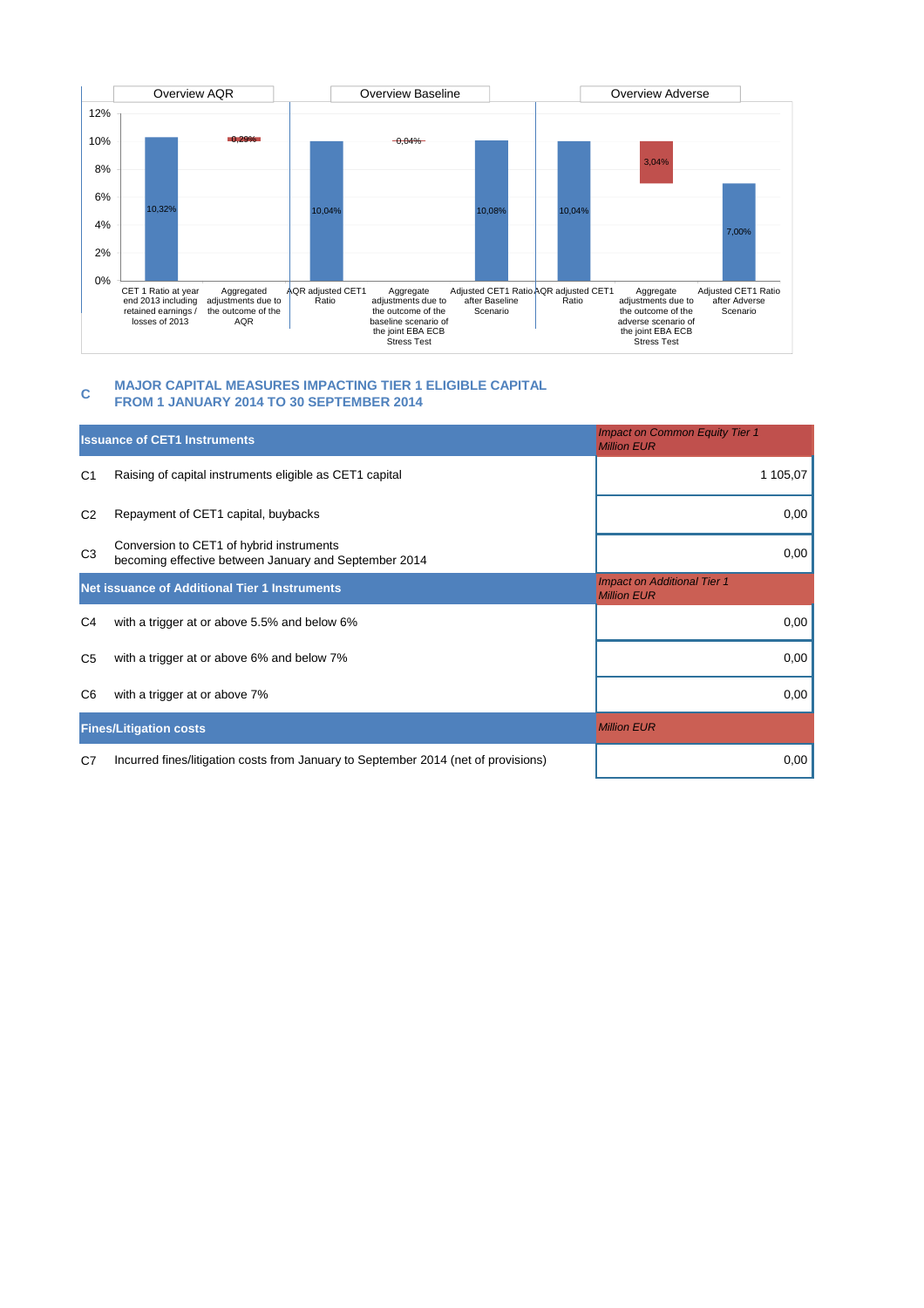Overview AQR | Overview Baseline | Overview Adverse

| | Value |
|---|---|
| CET 1 Ratio at year end 2013 including retained earnings / losses of 2013 | 10,32% |
| Aggregated adjustments due to the outcome of the AQR | -0,29% |
| AQR adjusted CET1 Ratio | 10,04% |
| Aggregate adjustments due to the outcome of the baseline scenario of the joint EBA ECB Stress Test | 0,04% |
| Adjusted CET1 Ratio after Baseline Scenario | 10,08% |
| AQR adjusted CET1 Ratio | 10,04% |
| Aggregate adjustments due to the outcome of the adverse scenario of the joint EBA ECB Stress Test | 3,04% |
| Adjusted CET1 Ratio after Adverse Scenario | 7,00% |

## C MAJOR CAPITAL MEASURES IMPACTING TIER 1 ELIGIBLE CAPITAL FROM 1 JANUARY 2014 TO 30 SEPTEMBER 2014

| | Issuance of CET1 Instruments | *Impact on Common Equity Tier 1 Million EUR* |
|---|---|---|
| C1 | Raising of capital instruments eligible as CET1 capital | 1 105,07 |
| C2 | Repayment of CET1 capital, buybacks | 0,00 |
| C3 | Conversion to CET1 of hybrid instruments becoming effective between January and September 2014 | 0,00 |
| | **Net issuance of Additional Tier 1 Instruments** | *Impact on Additional Tier 1 Million EUR* |
| C4 | with a trigger at or above 5.5% and below 6% | 0,00 |
| C5 | with a trigger at or above 6% and below 7% | 0,00 |
| C6 | with a trigger at or above 7% | 0,00 |
| | **Fines/Litigation costs** | *Million EUR* |
| C7 | Incurred fines/litigation costs from January to September 2014 (net of provisions) | 0,00 |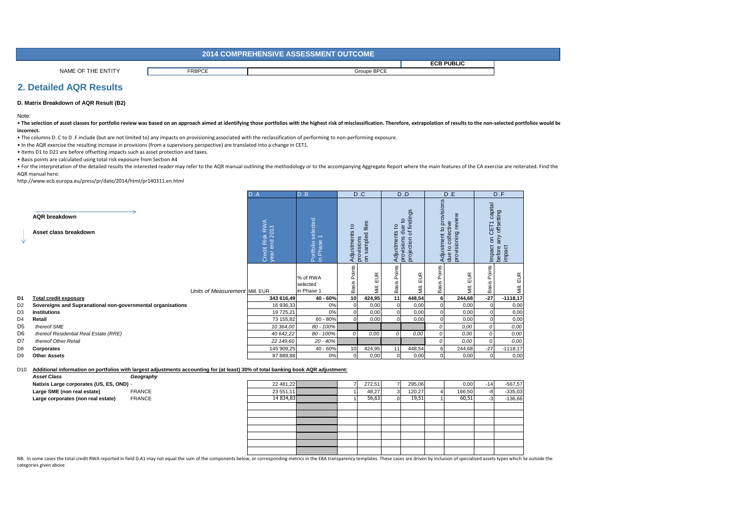# 2014 COMPREHENSIVE ASSESSMENT OUTCOME

**ECB PUBLIC**

| NAME OF THE ENTITY | FRBPCE | Groupe BPCE |
|---|---|---|

## 2. Detailed AQR Results

### D. Matrix Breakdown of AQR Result (B2)

Note:

- **The selection of asset classes for portfolio review was based on an approach aimed at identifying those portfolios with the highest risk of misclassification. Therefore, extrapolation of results to the non-selected portfolios would be incorrect.**
- The columns D. C to D .F include (but are not limited to) any impacts on provisioning associated with the reclassification of performing to non-performing exposure.
- In the AQR exercise the resulting increase in provisions (from a supervisory perspective) are translated into a change in CET1.
- Items D1 to D21 are before offsetting impacts such as asset protection and taxes.
- Basis points are calculated using total risk exposure from Section A4
- For the interpretation of the detailed results the interested reader may refer to the AQR manual outlining the methodology or to the accompanying Aggregate Report where the main features of the CA exercise are reiterated. Find the AQR manual here:

http://www.ecb.europa.eu/press/pr/date/2014/html/pr140311.en.html

| | AQR breakdown → / Asset class breakdown ↓ | D .A | D .B | D .C | | D .D | | D .E | | D .F | |
|---|---|---|---|---|---|---|---|---|---|---|---|
| | | Credit Risk RWA year end 2013 | Portfolio selected in Phase 1 | Adjustments to provisions on sampled files | | Adjustments to provisions due to projection of findings | | Adjustment to provisions due to collective provisioning review | | Impact on CET1 capital before any offsetting impact | |
| | Units of Measurement | Mill. EUR | % of RWA selected in Phase 1 | Basis Points | Mill. EUR | Basis Points | Mill. EUR | Basis Points | Mill. EUR | Basis Points | Mill. EUR |
| D1 | **Total credit exposure** | **343 616,49** | **40 - 60%** | **10** | **424,95** | **11** | **448,54** | **6** | **244,68** | **-27** | **-1118,17** |
| D2 | **Sovereigns and Supranational non-governmental organisations** | 16 936,33 | 0% | 0 | 0,00 | 0 | 0,00 | 0 | 0,00 | 0 | 0,00 |
| D3 | **Institutions** | 19 725,21 | 0% | 0 | 0,00 | 0 | 0,00 | 0 | 0,00 | 0 | 0,00 |
| D4 | **Retail** | 73 155,82 | 60 - 80% | 0 | 0,00 | 0 | 0,00 | 0 | 0,00 | 0 | 0,00 |
| D5 | *thereof SME* | *10 364,00* | *80 - 100%* | | | | | *0* | *0,00* | *0* | *0,00* |
| D6 | *thereof Residential Real Estate (RRE)* | *40 642,22* | *80 - 100%* | *0* | *0,00* | *0* | *0,00* | *0* | *0,00* | *0* | *0,00* |
| D7 | *thereof Other Retail* | *22 149,60* | *20 - 40%* | | | | | *0* | *0,00* | *0* | *0,00* |
| D8 | **Corporates** | 145 909,25 | 40 - 60% | 10 | 424,95 | 11 | 448,54 | 6 | 244,68 | -27 | -1118,17 |
| D9 | **Other Assets** | 87 889,88 | 0% | 0 | 0,00 | 0 | 0,00 | 0 | 0,00 | 0 | 0,00 |

D10 **Additional information on portfolios with largest adjustments accounting for (at least) 30% of total banking book AQR adjustment:**

| *Asset Class* | *Geography* | D .A | D .B | D .C Basis Points | D .C Mill. EUR | D .D Basis Points | D .D Mill. EUR | D .E Basis Points | D .E Mill. EUR | D .F Basis Points | D .F Mill. EUR |
|---|---|---|---|---|---|---|---|---|---|---|---|
| **Natixis Large corporates (US, ES, OND)** | - | 22 481,22 | | 7 | 272,51 | 7 | 295,06 | | 0,00 | -14 | -567,57 |
| **Large SME (non real estate)** | FRANCE | 23 551,11 | | 1 | 48,27 | 3 | 120,27 | 4 | 166,50 | -8 | -335,03 |
| **Large corporates (non real estate)** | FRANCE | 14 834,83 | | 1 | 56,63 | 0 | 19,51 | 1 | 60,51 | -3 | -136,66 |

NB: In some cases the total credit RWA reported in field D.A1 may not equal the sum of the components below, or corresponding metrics in the EBA transparency templates. These cases are driven by inclusion of specialised assets types which lie outside the categories given above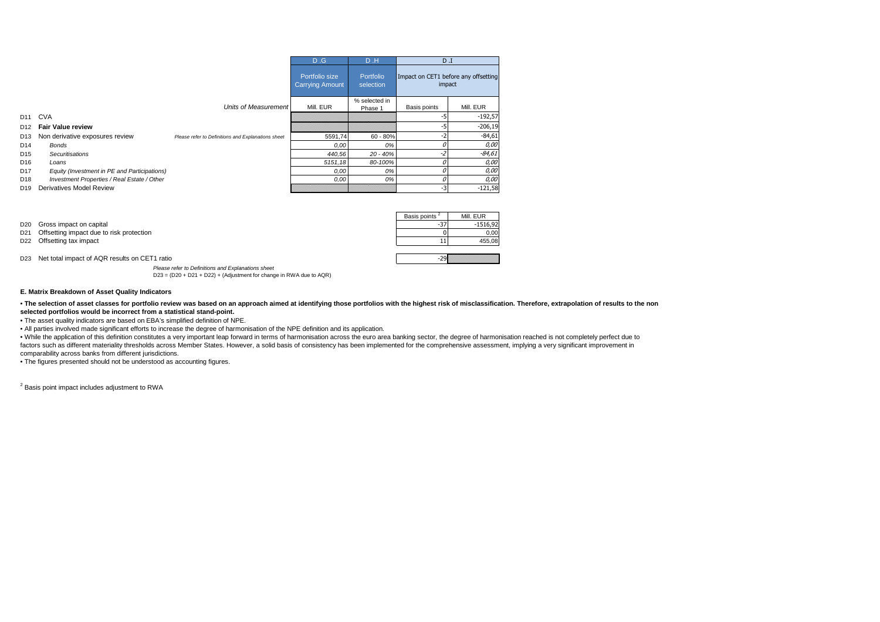| | | D .G | D .H | D .I | |
|---|---|---|---|---|---|
| | | Portfolio size Carrying Amount | Portfolio selection | Impact on CET1 before any offsetting impact | |
| | Units of Measurement | Mill. EUR | % selected in Phase 1 | Basis points | Mill. EUR |
| D11 | CVA | | | -5 | -192,57 |
| D12 | **Fair Value review** | | | -5 | -206,19 |
| D13 | Non derivative exposures review *(Please refer to Definitions and Explanations sheet)* | 5591,74 | 60 - 80% | -2 | -84,61 |
| D14 | *Bonds* | *0,00* | *0%* | *0* | *0,00* |
| D15 | *Securitisations* | *440,56* | *20 - 40%* | *-2* | *-84,61* |
| D16 | *Loans* | *5151,18* | *80-100%* | *0* | *0,00* |
| D17 | *Equity (Investment in PE and Participations)* | *0,00* | *0%* | *0* | *0,00* |
| D18 | *Investment Properties / Real Estate / Other* | *0,00* | *0%* | *0* | *0,00* |
| D19 | Derivatives Model Review | | | -3 | -121,58 |

| | | Basis points [2] | Mill. EUR |
|---|---|---|---|
| D20 | Gross impact on capital | -37 | -1516,92 |
| D21 | Offsetting impact due to risk protection | 0 | 0,00 |
| D22 | Offsetting tax impact | 11 | 455,08 |
| D23 | Net total impact of AQR results on CET1 ratio | -29 | |

*Please refer to Definitions and Explanations sheet*

D23 = (D20 + D21 + D22) + (Adjustment for change in RWA due to AQR)

**E. Matrix Breakdown of Asset Quality Indicators**

• **The selection of asset classes for portfolio review was based on an approach aimed at identifying those portfolios with the highest risk of misclassification. Therefore, extrapolation of results to the non selected portfolios would be incorrect from a statistical stand-point.**

• The asset quality indicators are based on EBA's simplified definition of NPE.

• All parties involved made significant efforts to increase the degree of harmonisation of the NPE definition and its application.

• While the application of this definition constitutes a very important leap forward in terms of harmonisation across the euro area banking sector, the degree of harmonisation reached is not completely perfect due to factors such as different materiality thresholds across Member States. However, a solid basis of consistency has been implemented for the comprehensive assessment, implying a very significant improvement in comparability across banks from different jurisdictions.

• The figures presented should not be understood as accounting figures.

[2] Basis point impact includes adjustment to RWA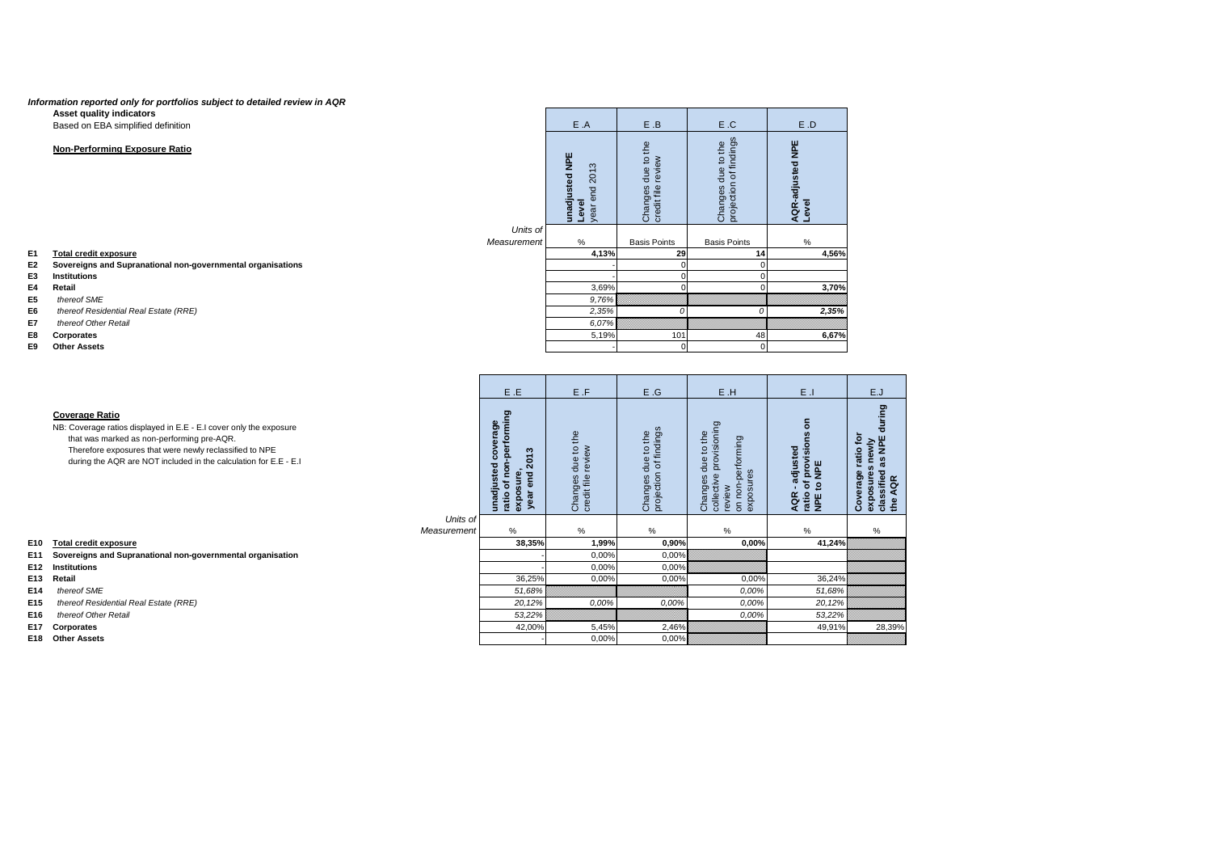*Information reported only for portfolios subject to detailed review in AQR*

**Asset quality indicators**

Based on EBA simplified definition

**Non-Performing Exposure Ratio**

| | | | E.A | E.B | E.C | E.D |
|---|---|---|---|---|---|---|
| | | | **unadjusted NPE Level** year end 2013 | Changes due to the credit file review | Changes due to the projection of findings | **AQR-adjusted NPE Level** |
| | | Units of Measurement | % | Basis Points | Basis Points | % |
| E1 | **Total credit exposure** | | **4,13%** | **29** | **14** | **4,56%** |
| E2 | **Sovereigns and Supranational non-governmental organisations** | | - | 0 | 0 | |
| E3 | **Institutions** | | - | 0 | 0 | |
| E4 | **Retail** | | 3,69% | 0 | 0 | **3,70%** |
| E5 | *thereof SME* | | *9,76%* | | | |
| E6 | *thereof Residential Real Estate (RRE)* | | *2,35%* | *0* | *0* | ***2,35%*** |
| E7 | *thereof Other Retail* | | *6,07%* | | | |
| E8 | **Corporates** | | 5,19% | 101 | 48 | **6,67%** |
| E9 | **Other Assets** | | - | 0 | 0 | |

**Coverage Ratio**

NB: Coverage ratios displayed in E.E - E.I cover only the exposure that was marked as non-performing pre-AQR. Therefore exposures that were newly reclassified to NPE during the AQR are NOT included in the calculation for E.E - E.I

| | | | E.E | E.F | E.G | E.H | E.I | E.J |
|---|---|---|---|---|---|---|---|---|
| | | | **unadjusted coverage ratio of non-performing exposure, year end 2013** | Changes due to the credit file review | Changes due to the projection of findings | Changes due to the collective provisioning review on non-performing exposures | **AQR - adjusted ratio of provisions on NPE to NPE** | **Coverage ratio for exposures newly classified as NPE during the AQR** |
| | | Units of Measurement | % | % | % | % | % | % |
| E10 | **Total credit exposure** | | **38,35%** | **1,99%** | **0,90%** | **0,00%** | **41,24%** | |
| E11 | **Sovereigns and Supranational non-governmental organisation** | | - | 0,00% | 0,00% | | | |
| E12 | **Institutions** | | - | 0,00% | 0,00% | | | |
| E13 | **Retail** | | 36,25% | 0,00% | 0,00% | 0,00% | 36,24% | |
| E14 | *thereof SME* | | *51,68%* | | | *0,00%* | *51,68%* | |
| E15 | *thereof Residential Real Estate (RRE)* | | *20,12%* | *0,00%* | *0,00%* | *0,00%* | *20,12%* | |
| E16 | *thereof Other Retail* | | *53,22%* | | | *0,00%* | *53,22%* | |
| E17 | **Corporates** | | 42,00% | 5,45% | 2,46% | | 49,91% | 28,39% |
| E18 | **Other Assets** | | - | 0,00% | 0,00% | | | |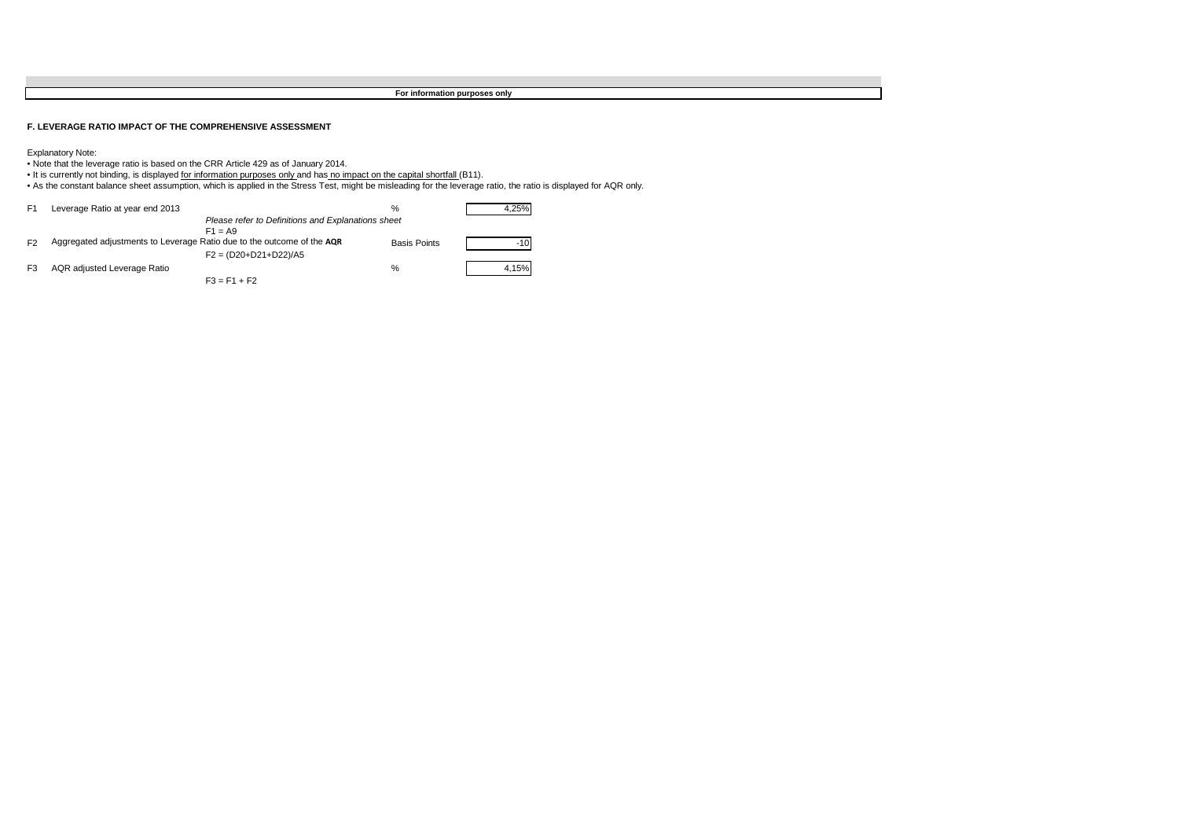**For information purposes only**

**F. LEVERAGE RATIO IMPACT OF THE COMPREHENSIVE ASSESSMENT**

Explanatory Note:

- Note that the leverage ratio is based on the CRR Article 429 as of January 2014.
- It is currently not binding, is displayed for information purposes only and has no impact on the capital shortfall (B11).
- As the constant balance sheet assumption, which is applied in the Stress Test, might be misleading for the leverage ratio, the ratio is displayed for AQR only.

| | | | Unit | Value |
|---|---|---|---|---|
| F1 | Leverage Ratio at year end 2013 | *Please refer to Definitions and Explanations sheet*<br>F1 = A9 | % | 4,25% |
| F2 | Aggregated adjustments to Leverage Ratio due to the outcome of the **AQR** | F2 = (D20+D21+D22)/A5 | Basis Points | -10 |
| F3 | AQR adjusted Leverage Ratio | F3 = F1 + F2 | % | 4,15% |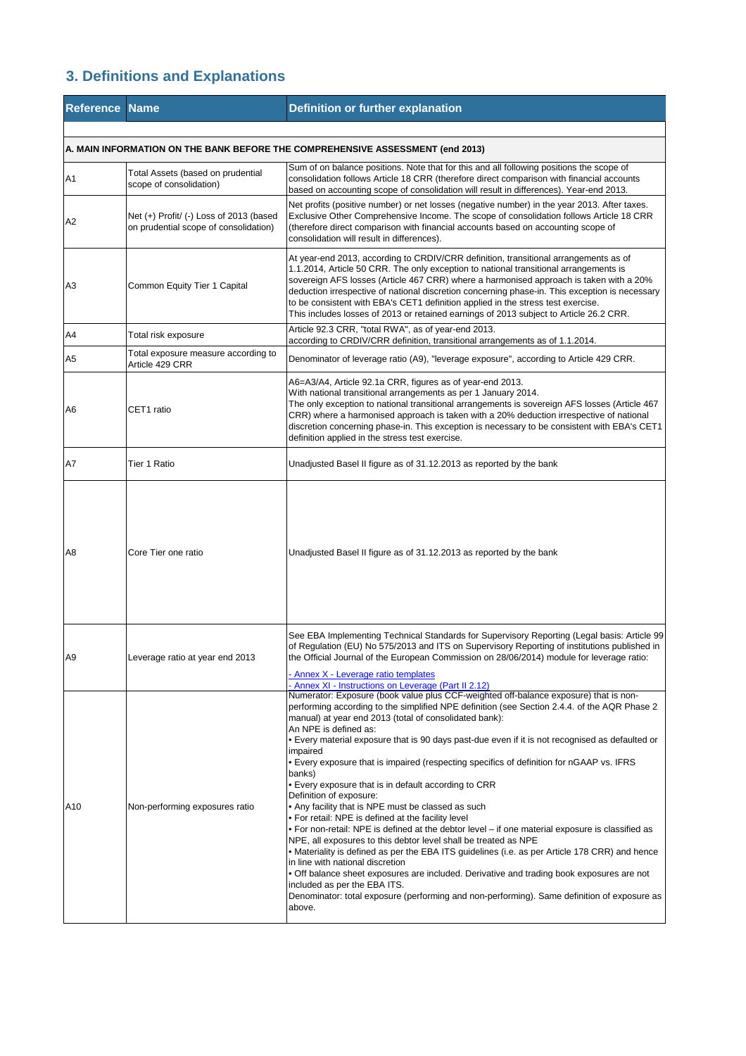## 3. Definitions and Explanations

| Reference | Name | Definition or further explanation |
|---|---|---|
| **A. MAIN INFORMATION ON THE BANK BEFORE THE COMPREHENSIVE ASSESSMENT (end 2013)** | | |
| A1 | Total Assets (based on prudential scope of consolidation) | Sum of on balance positions. Note that for this and all following positions the scope of consolidation follows Article 18 CRR (therefore direct comparison with financial accounts based on accounting scope of consolidation will result in differences). Year-end 2013. |
| A2 | Net (+) Profit/ (-) Loss of 2013 (based on prudential scope of consolidation) | Net profits (positive number) or net losses (negative number) in the year 2013. After taxes. Exclusive Other Comprehensive Income. The scope of consolidation follows Article 18 CRR (therefore direct comparison with financial accounts based on accounting scope of consolidation will result in differences). |
| A3 | Common Equity Tier 1 Capital | At year-end 2013, according to CRDIV/CRR definition, transitional arrangements as of 1.1.2014, Article 50 CRR. The only exception to national transitional arrangements is sovereign AFS losses (Article 467 CRR) where a harmonised approach is taken with a 20% deduction irrespective of national discretion concerning phase-in. This exception is necessary to be consistent with EBA's CET1 definition applied in the stress test exercise.<br>This includes losses of 2013 or retained earnings of 2013 subject to Article 26.2 CRR. |
| A4 | Total risk exposure | Article 92.3 CRR, "total RWA", as of year-end 2013.<br>according to CRDIV/CRR definition, transitional arrangements as of 1.1.2014. |
| A5 | Total exposure measure according to Article 429 CRR | Denominator of leverage ratio (A9), "leverage exposure", according to Article 429 CRR. |
| A6 | CET1 ratio | A6=A3/A4, Article 92.1a CRR, figures as of year-end 2013.<br>With national transitional arrangements as per 1 January 2014.<br>The only exception to national transitional arrangements is sovereign AFS losses (Article 467 CRR) where a harmonised approach is taken with a 20% deduction irrespective of national discretion concerning phase-in. This exception is necessary to be consistent with EBA's CET1 definition applied in the stress test exercise. |
| A7 | Tier 1 Ratio | Unadjusted Basel II figure as of 31.12.2013 as reported by the bank |
| A8 | Core Tier one ratio | Unadjusted Basel II figure as of 31.12.2013 as reported by the bank |
| A9 | Leverage ratio at year end 2013 | See EBA Implementing Technical Standards for Supervisory Reporting (Legal basis: Article 99 of Regulation (EU) No 575/2013 and ITS on Supervisory Reporting of institutions published in the Official Journal of the European Commission on 28/06/2014) module for leverage ratio:<br>- Annex X - Leverage ratio templates<br>- Annex XI - Instructions on Leverage (Part II 2.12) |
| A10 | Non-performing exposures ratio | Numerator: Exposure (book value plus CCF-weighted off-balance exposure) that is non-performing according to the simplified NPE definition (see Section 2.4.4. of the AQR Phase 2 manual) at year end 2013 (total of consolidated bank):<br>An NPE is defined as:<br>• Every material exposure that is 90 days past-due even if it is not recognised as defaulted or impaired<br>• Every exposure that is impaired (respecting specifics of definition for nGAAP vs. IFRS banks)<br>• Every exposure that is in default according to CRR<br>Definition of exposure:<br>• Any facility that is NPE must be classed as such<br>• For retail: NPE is defined at the facility level<br>• For non-retail: NPE is defined at the debtor level – if one material exposure is classified as NPE, all exposures to this debtor level shall be treated as NPE<br>• Materiality is defined as per the EBA ITS guidelines (i.e. as per Article 178 CRR) and hence in line with national discretion<br>• Off balance sheet exposures are included. Derivative and trading book exposures are not included as per the EBA ITS.<br>Denominator: total exposure (performing and non-performing). Same definition of exposure as above. |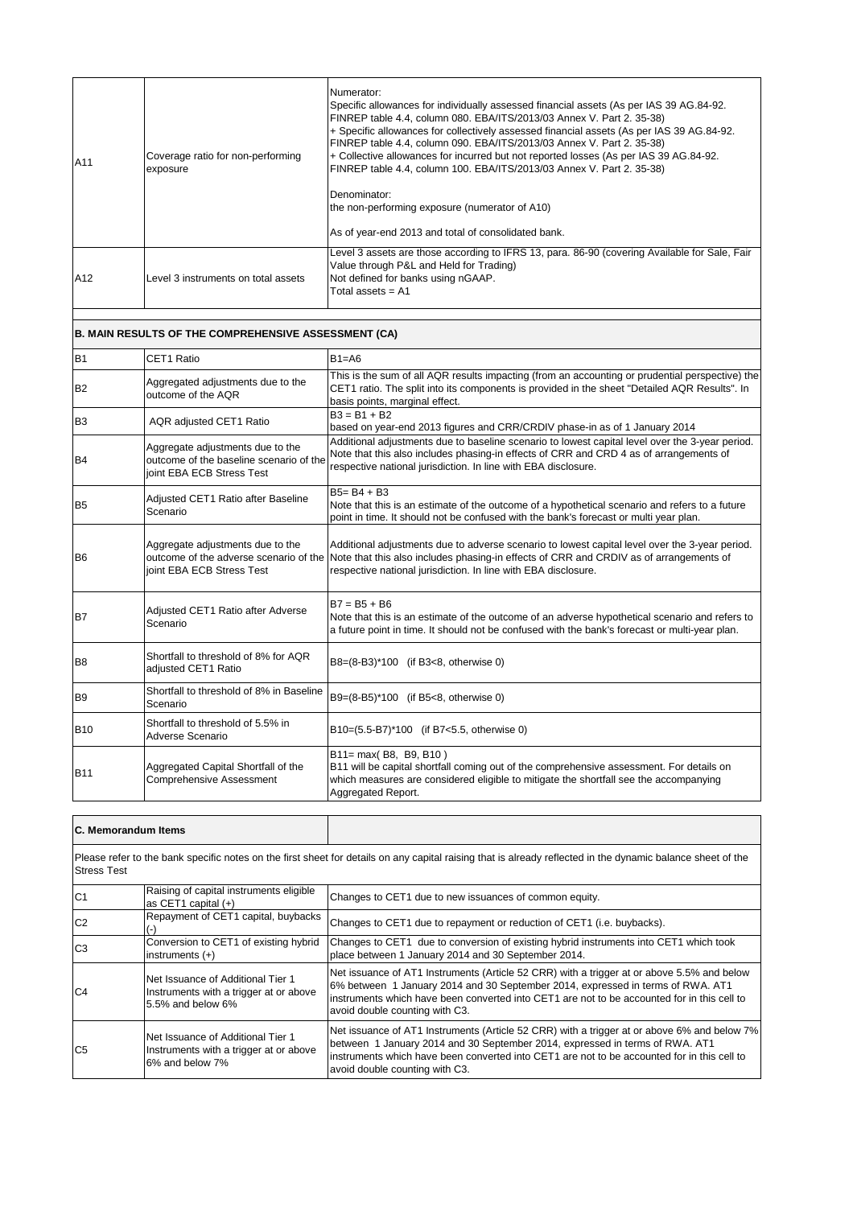| | | |
|---|---|---|
| A11 | Coverage ratio for non-performing exposure | Numerator:<br>Specific allowances for individually assessed financial assets (As per IAS 39 AG.84-92. FINREP table 4.4, column 080. EBA/ITS/2013/03 Annex V. Part 2. 35-38)<br>+ Specific allowances for collectively assessed financial assets (As per IAS 39 AG.84-92. FINREP table 4.4, column 090. EBA/ITS/2013/03 Annex V. Part 2. 35-38)<br>+ Collective allowances for incurred but not reported losses (As per IAS 39 AG.84-92. FINREP table 4.4, column 100. EBA/ITS/2013/03 Annex V. Part 2. 35-38)<br><br>Denominator:<br>the non-performing exposure (numerator of A10)<br><br>As of year-end 2013 and total of consolidated bank. |
| A12 | Level 3 instruments on total assets | Level 3 assets are those according to IFRS 13, para. 86-90 (covering Available for Sale, Fair Value through P&L and Held for Trading)<br>Not defined for banks using nGAAP.<br>Total assets = A1 |

**B. MAIN RESULTS OF THE COMPREHENSIVE ASSESSMENT (CA)**

| | | |
|---|---|---|
| B1 | CET1 Ratio | B1=A6 |
| B2 | Aggregated adjustments due to the outcome of the AQR | This is the sum of all AQR results impacting (from an accounting or prudential perspective) the CET1 ratio. The split into its components is provided in the sheet "Detailed AQR Results". In basis points, marginal effect. |
| B3 | AQR adjusted CET1 Ratio | B3 = B1 + B2<br>based on year-end 2013 figures and CRR/CRDIV phase-in as of 1 January 2014 |
| B4 | Aggregate adjustments due to the outcome of the baseline scenario of the joint EBA ECB Stress Test | Additional adjustments due to baseline scenario to lowest capital level over the 3-year period. Note that this also includes phasing-in effects of CRR and CRD 4 as of arrangements of respective national jurisdiction. In line with EBA disclosure. |
| B5 | Adjusted CET1 Ratio after Baseline Scenario | B5= B4 + B3<br>Note that this is an estimate of the outcome of a hypothetical scenario and refers to a future point in time. It should not be confused with the bank's forecast or multi year plan. |
| B6 | Aggregate adjustments due to the outcome of the adverse scenario of the joint EBA ECB Stress Test | Additional adjustments due to adverse scenario to lowest capital level over the 3-year period. Note that this also includes phasing-in effects of CRR and CRDIV as of arrangements of respective national jurisdiction. In line with EBA disclosure. |
| B7 | Adjusted CET1 Ratio after Adverse Scenario | B7 = B5 + B6<br>Note that this is an estimate of the outcome of an adverse hypothetical scenario and refers to a future point in time. It should not be confused with the bank's forecast or multi-year plan. |
| B8 | Shortfall to threshold of 8% for AQR adjusted CET1 Ratio | B8=(8-B3)*100 (if B3<8, otherwise 0) |
| B9 | Shortfall to threshold of 8% in Baseline Scenario | B9=(8-B5)*100 (if B5<8, otherwise 0) |
| B10 | Shortfall to threshold of 5.5% in Adverse Scenario | B10=(5.5-B7)*100 (if B7<5.5, otherwise 0) |
| B11 | Aggregated Capital Shortfall of the Comprehensive Assessment | B11= max( B8, B9, B10 )<br>B11 will be capital shortfall coming out of the comprehensive assessment. For details on which measures are considered eligible to mitigate the shortfall see the accompanying Aggregated Report. |

**C. Memorandum Items**

Please refer to the bank specific notes on the first sheet for details on any capital raising that is already reflected in the dynamic balance sheet of the Stress Test

| | | |
|---|---|---|
| C1 | Raising of capital instruments eligible as CET1 capital (+) | Changes to CET1 due to new issuances of common equity. |
| C2 | Repayment of CET1 capital, buybacks (-) | Changes to CET1 due to repayment or reduction of CET1 (i.e. buybacks). |
| C3 | Conversion to CET1 of existing hybrid instruments (+) | Changes to CET1 due to conversion of existing hybrid instruments into CET1 which took place between 1 January 2014 and 30 September 2014. |
| C4 | Net Issuance of Additional Tier 1 Instruments with a trigger at or above 5.5% and below 6% | Net issuance of AT1 Instruments (Article 52 CRR) with a trigger at or above 5.5% and below 6% between 1 January 2014 and 30 September 2014, expressed in terms of RWA. AT1 instruments which have been converted into CET1 are not to be accounted for in this cell to avoid double counting with C3. |
| C5 | Net Issuance of Additional Tier 1 Instruments with a trigger at or above 6% and below 7% | Net issuance of AT1 Instruments (Article 52 CRR) with a trigger at or above 6% and below 7% between 1 January 2014 and 30 September 2014, expressed in terms of RWA. AT1 instruments which have been converted into CET1 are not to be accounted for in this cell to avoid double counting with C3. |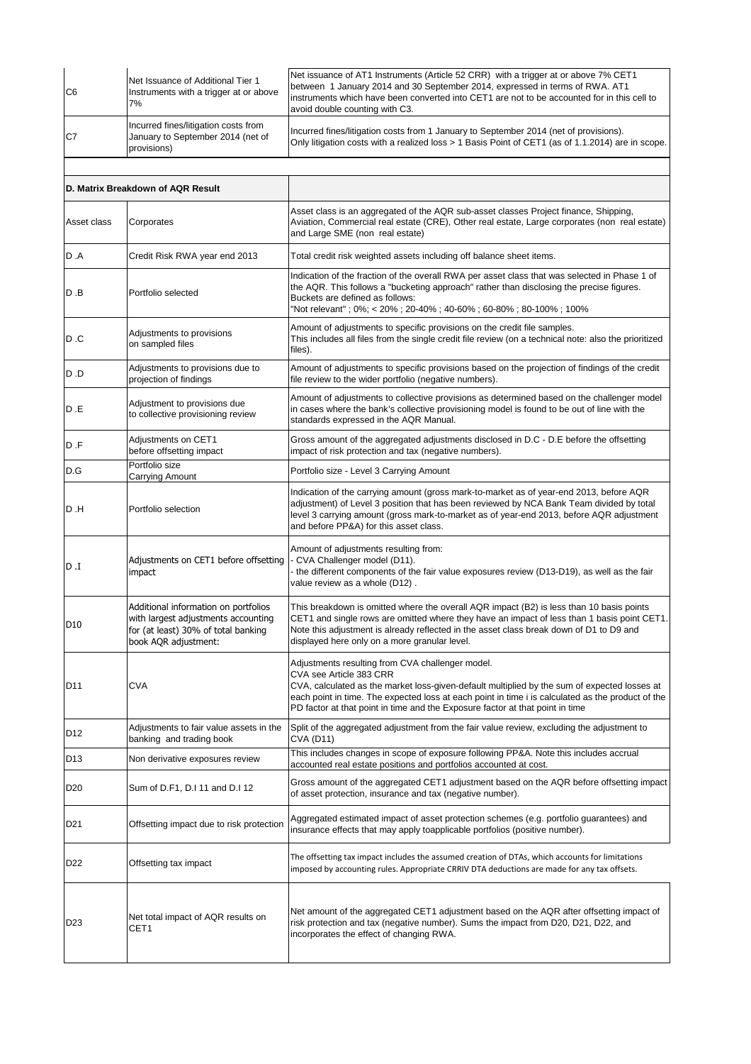| | | |
|---|---|---|
| C6 | Net Issuance of Additional Tier 1 Instruments with a trigger at or above 7% | Net issuance of AT1 Instruments (Article 52 CRR) with a trigger at or above 7% CET1 between 1 January 2014 and 30 September 2014, expressed in terms of RWA. AT1 instruments which have been converted into CET1 are not to be accounted for in this cell to avoid double counting with C3. |
| C7 | Incurred fines/litigation costs from January to September 2014 (net of provisions) | Incurred fines/litigation costs from 1 January to September 2014 (net of provisions). Only litigation costs with a realized loss > 1 Basis Point of CET1 (as of 1.1.2014) are in scope. |
| | | |
| **D. Matrix Breakdown of AQR Result** | | |
| Asset class | Corporates | Asset class is an aggregated of the AQR sub-asset classes Project finance, Shipping, Aviation, Commercial real estate (CRE), Other real estate, Large corporates (non real estate) and Large SME (non real estate) |
| D .A | Credit Risk RWA year end 2013 | Total credit risk weighted assets including off balance sheet items. |
| D .B | Portfolio selected | Indication of the fraction of the overall RWA per asset class that was selected in Phase 1 of the AQR. This follows a "bucketing approach" rather than disclosing the precise figures. Buckets are defined as follows:<br>"Not relevant" ; 0%; < 20% ; 20-40% ; 40-60% ; 60-80% ; 80-100% ; 100% |
| D .C | Adjustments to provisions on sampled files | Amount of adjustments to specific provisions on the credit file samples.<br>This includes all files from the single credit file review (on a technical note: also the prioritized files). |
| D .D | Adjustments to provisions due to projection of findings | Amount of adjustments to specific provisions based on the projection of findings of the credit file review to the wider portfolio (negative numbers). |
| D .E | Adjustment to provisions due to collective provisioning review | Amount of adjustments to collective provisions as determined based on the challenger model in cases where the bank's collective provisioning model is found to be out of line with the standards expressed in the AQR Manual. |
| D .F | Adjustments on CET1 before offsetting impact | Gross amount of the aggregated adjustments disclosed in D.C - D.E before the offsetting impact of risk protection and tax (negative numbers). |
| D.G | Portfolio size Carrying Amount | Portfolio size - Level 3 Carrying Amount |
| D .H | Portfolio selection | Indication of the carrying amount (gross mark-to-market as of year-end 2013, before AQR adjustment) of Level 3 position that has been reviewed by NCA Bank Team divided by total level 3 carrying amount (gross mark-to-market as of year-end 2013, before AQR adjustment and before PP&A) for this asset class. |
| D .I | Adjustments on CET1 before offsetting impact | Amount of adjustments resulting from:<br>- CVA Challenger model (D11).<br>- the different components of the fair value exposures review (D13-D19), as well as the fair value review as a whole (D12) . |
| D10 | Additional information on portfolios with largest adjustments accounting for (at least) 30% of total banking book AQR adjustment: | This breakdown is omitted where the overall AQR impact (B2) is less than 10 basis points CET1 and single rows are omitted where they have an impact of less than 1 basis point CET1. Note this adjustment is already reflected in the asset class break down of D1 to D9 and displayed here only on a more granular level. |
| D11 | CVA | Adjustments resulting from CVA challenger model.<br>CVA see Article 383 CRR<br>CVA, calculated as the market loss-given-default multiplied by the sum of expected losses at each point in time. The expected loss at each point in time i is calculated as the product of the PD factor at that point in time and the Exposure factor at that point in time |
| D12 | Adjustments to fair value assets in the banking and trading book | Split of the aggregated adjustment from the fair value review, excluding the adjustment to CVA (D11) |
| D13 | Non derivative exposures review | This includes changes in scope of exposure following PP&A. Note this includes accrual accounted real estate positions and portfolios accounted at cost. |
| D20 | Sum of D.F1, D.I 11 and D.I 12 | Gross amount of the aggregated CET1 adjustment based on the AQR before offsetting impact of asset protection, insurance and tax (negative number). |
| D21 | Offsetting impact due to risk protection | Aggregated estimated impact of asset protection schemes (e.g. portfolio guarantees) and insurance effects that may apply toapplicable portfolios (positive number). |
| D22 | Offsetting tax impact | The offsetting tax impact includes the assumed creation of DTAs, which accounts for limitations imposed by accounting rules. Appropriate CRRIV DTA deductions are made for any tax offsets. |
| D23 | Net total impact of AQR results on CET1 | Net amount of the aggregated CET1 adjustment based on the AQR after offsetting impact of risk protection and tax (negative number). Sums the impact from D20, D21, D22, and incorporates the effect of changing RWA. |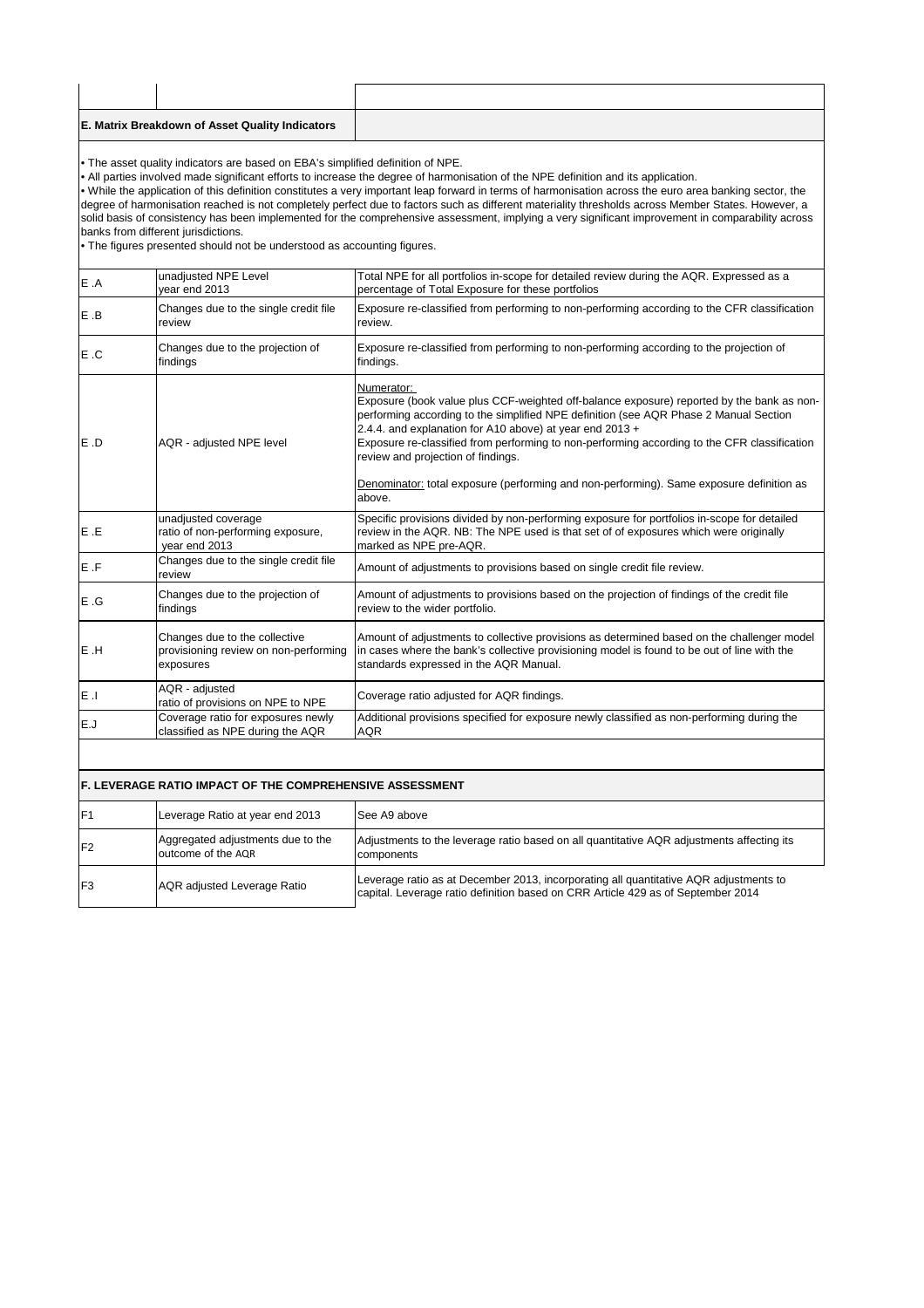## E. Matrix Breakdown of Asset Quality Indicators

- The asset quality indicators are based on EBA's simplified definition of NPE.
- All parties involved made significant efforts to increase the degree of harmonisation of the NPE definition and its application.
- While the application of this definition constitutes a very important leap forward in terms of harmonisation across the euro area banking sector, the degree of harmonisation reached is not completely perfect due to factors such as different materiality thresholds across Member States. However, a solid basis of consistency has been implemented for the comprehensive assessment, implying a very significant improvement in comparability across banks from different jurisdictions.
- The figures presented should not be understood as accounting figures.

| | | |
|---|---|---|
| E .A | unadjusted NPE Level year end 2013 | Total NPE for all portfolios in-scope for detailed review during the AQR. Expressed as a percentage of Total Exposure for these portfolios |
| E .B | Changes due to the single credit file review | Exposure re-classified from performing to non-performing according to the CFR classification review. |
| E .C | Changes due to the projection of findings | Exposure re-classified from performing to non-performing according to the projection of findings. |
| E .D | AQR - adjusted NPE level | Numerator: Exposure (book value plus CCF-weighted off-balance exposure) reported by the bank as non-performing according to the simplified NPE definition (see AQR Phase 2 Manual Section 2.4.4. and explanation for A10 above) at year end 2013 + Exposure re-classified from performing to non-performing according to the CFR classification review and projection of findings. Denominator: total exposure (performing and non-performing). Same exposure definition as above. |
| E .E | unadjusted coverage ratio of non-performing exposure, year end 2013 | Specific provisions divided by non-performing exposure for portfolios in-scope for detailed review in the AQR. NB: The NPE used is that set of of exposures which were originally marked as NPE pre-AQR. |
| E .F | Changes due to the single credit file review | Amount of adjustments to provisions based on single credit file review. |
| E .G | Changes due to the projection of findings | Amount of adjustments to provisions based on the projection of findings of the credit file review to the wider portfolio. |
| E .H | Changes due to the collective provisioning review on non-performing exposures | Amount of adjustments to collective provisions as determined based on the challenger model in cases where the bank's collective provisioning model is found to be out of line with the standards expressed in the AQR Manual. |
| E .I | AQR - adjusted ratio of provisions on NPE to NPE | Coverage ratio adjusted for AQR findings. |
| E.J | Coverage ratio for exposures newly classified as NPE during the AQR | Additional provisions specified for exposure newly classified as non-performing during the AQR |

## F. LEVERAGE RATIO IMPACT OF THE COMPREHENSIVE ASSESSMENT

| | | |
|---|---|---|
| F1 | Leverage Ratio at year end 2013 | See A9 above |
| F2 | Aggregated adjustments due to the outcome of the AQR | Adjustments to the leverage ratio based on all quantitative AQR adjustments affecting its components |
| F3 | AQR adjusted Leverage Ratio | Leverage ratio as at December 2013, incorporating all quantitative AQR adjustments to capital. Leverage ratio definition based on CRR Article 429 as of September 2014 |